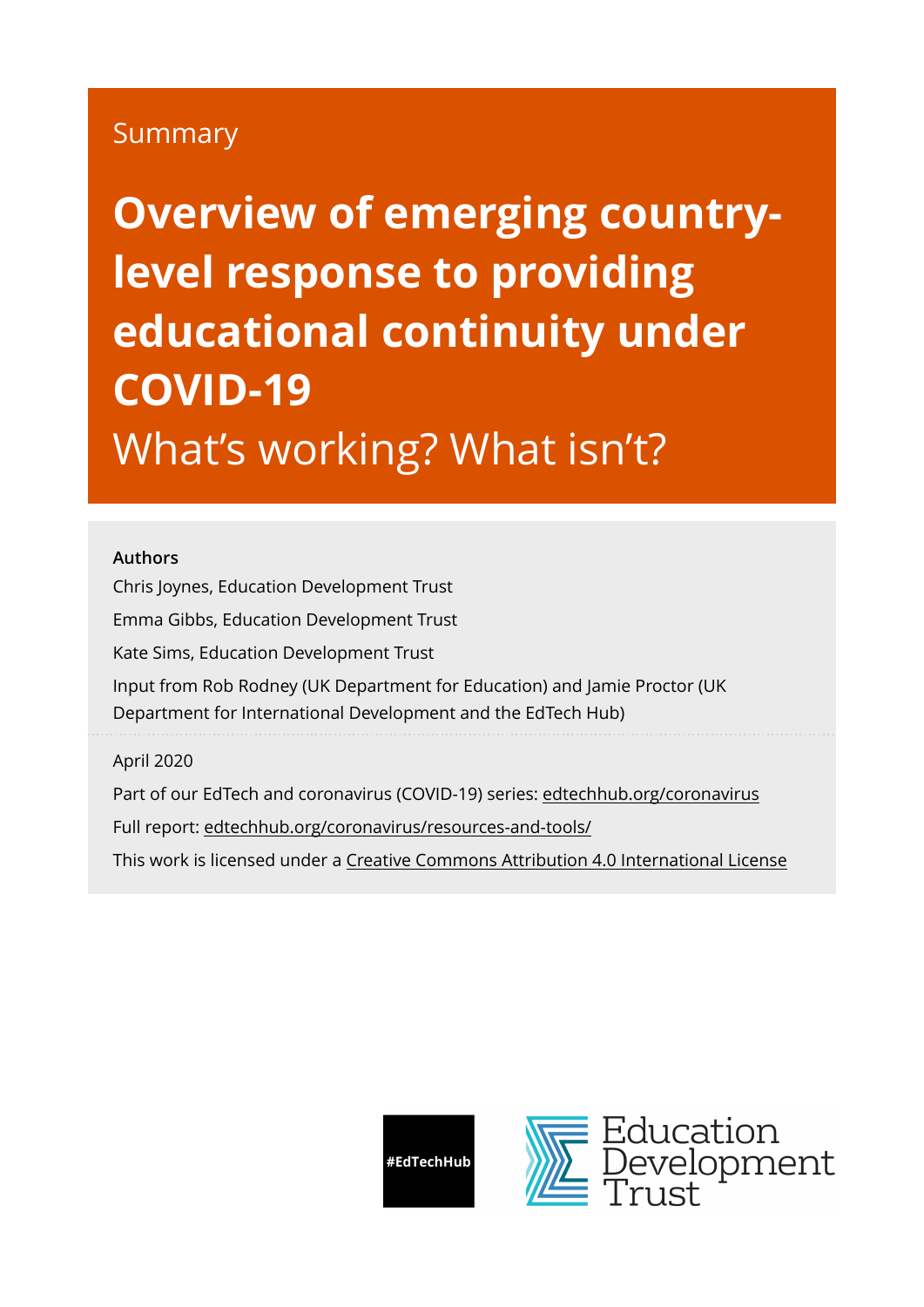Summary

# Overview of emerging country-level response to providing educational continuity under COVID-19

## What's working? What isn't?

**Authors**

Chris Joynes, Education Development Trust

Emma Gibbs, Education Development Trust

Kate Sims, Education Development Trust

Input from Rob Rodney (UK Department for Education) and Jamie Proctor (UK Department for International Development and the EdTech Hub)

April 2020

Part of our EdTech and coronavirus (COVID-19) series: edtechhub.org/coronavirus

Full report: edtechhub.org/coronavirus/resources-and-tools/

This work is licensed under a Creative Commons Attribution 4.0 International License

#EdTechHub

Education Development Trust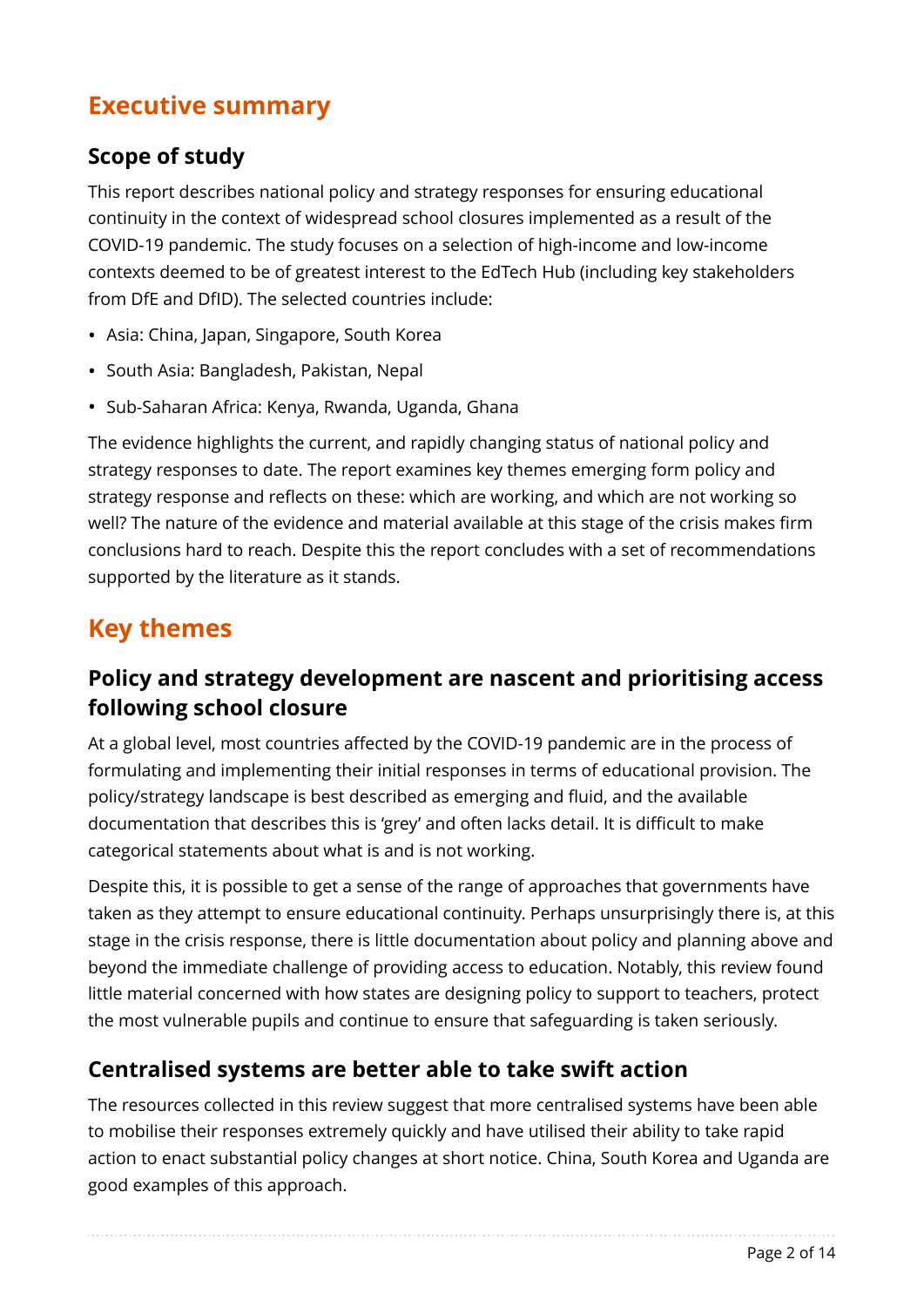## Executive summary

### Scope of study

This report describes national policy and strategy responses for ensuring educational continuity in the context of widespread school closures implemented as a result of the COVID-19 pandemic. The study focuses on a selection of high-income and low-income contexts deemed to be of greatest interest to the EdTech Hub (including key stakeholders from DfE and DfID). The selected countries include:

- Asia: China, Japan, Singapore, South Korea
- South Asia: Bangladesh, Pakistan, Nepal
- Sub-Saharan Africa: Kenya, Rwanda, Uganda, Ghana

The evidence highlights the current, and rapidly changing status of national policy and strategy responses to date. The report examines key themes emerging form policy and strategy response and reflects on these: which are working, and which are not working so well? The nature of the evidence and material available at this stage of the crisis makes firm conclusions hard to reach. Despite this the report concludes with a set of recommendations supported by the literature as it stands.

## Key themes

### Policy and strategy development are nascent and prioritising access following school closure

At a global level, most countries affected by the COVID-19 pandemic are in the process of formulating and implementing their initial responses in terms of educational provision. The policy/strategy landscape is best described as emerging and fluid, and the available documentation that describes this is 'grey' and often lacks detail. It is difficult to make categorical statements about what is and is not working.

Despite this, it is possible to get a sense of the range of approaches that governments have taken as they attempt to ensure educational continuity. Perhaps unsurprisingly there is, at this stage in the crisis response, there is little documentation about policy and planning above and beyond the immediate challenge of providing access to education. Notably, this review found little material concerned with how states are designing policy to support to teachers, protect the most vulnerable pupils and continue to ensure that safeguarding is taken seriously.

### Centralised systems are better able to take swift action

The resources collected in this review suggest that more centralised systems have been able to mobilise their responses extremely quickly and have utilised their ability to take rapid action to enact substantial policy changes at short notice. China, South Korea and Uganda are good examples of this approach.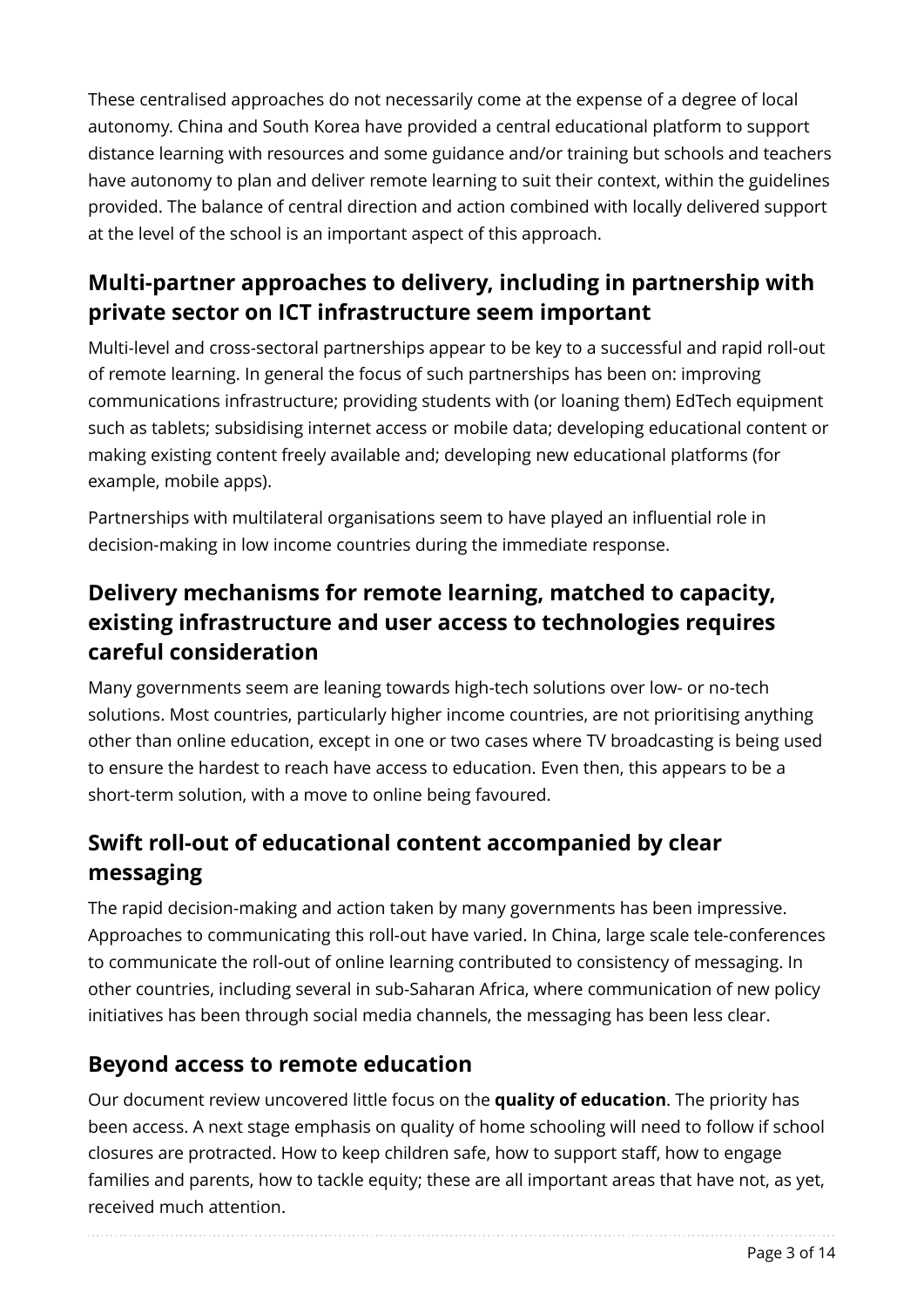These centralised approaches do not necessarily come at the expense of a degree of local autonomy. China and South Korea have provided a central educational platform to support distance learning with resources and some guidance and/or training but schools and teachers have autonomy to plan and deliver remote learning to suit their context, within the guidelines provided. The balance of central direction and action combined with locally delivered support at the level of the school is an important aspect of this approach.

## Multi-partner approaches to delivery, including in partnership with private sector on ICT infrastructure seem important

Multi-level and cross-sectoral partnerships appear to be key to a successful and rapid roll-out of remote learning. In general the focus of such partnerships has been on: improving communications infrastructure; providing students with (or loaning them) EdTech equipment such as tablets; subsidising internet access or mobile data; developing educational content or making existing content freely available and; developing new educational platforms (for example, mobile apps).

Partnerships with multilateral organisations seem to have played an influential role in decision-making in low income countries during the immediate response.

## Delivery mechanisms for remote learning, matched to capacity, existing infrastructure and user access to technologies requires careful consideration

Many governments seem are leaning towards high-tech solutions over low- or no-tech solutions. Most countries, particularly higher income countries, are not prioritising anything other than online education, except in one or two cases where TV broadcasting is being used to ensure the hardest to reach have access to education. Even then, this appears to be a short-term solution, with a move to online being favoured.

## Swift roll-out of educational content accompanied by clear messaging

The rapid decision-making and action taken by many governments has been impressive. Approaches to communicating this roll-out have varied. In China, large scale tele-conferences to communicate the roll-out of online learning contributed to consistency of messaging. In other countries, including several in sub-Saharan Africa, where communication of new policy initiatives has been through social media channels, the messaging has been less clear.

## Beyond access to remote education

Our document review uncovered little focus on the **quality of education**. The priority has been access. A next stage emphasis on quality of home schooling will need to follow if school closures are protracted. How to keep children safe, how to support staff, how to engage families and parents, how to tackle equity; these are all important areas that have not, as yet, received much attention.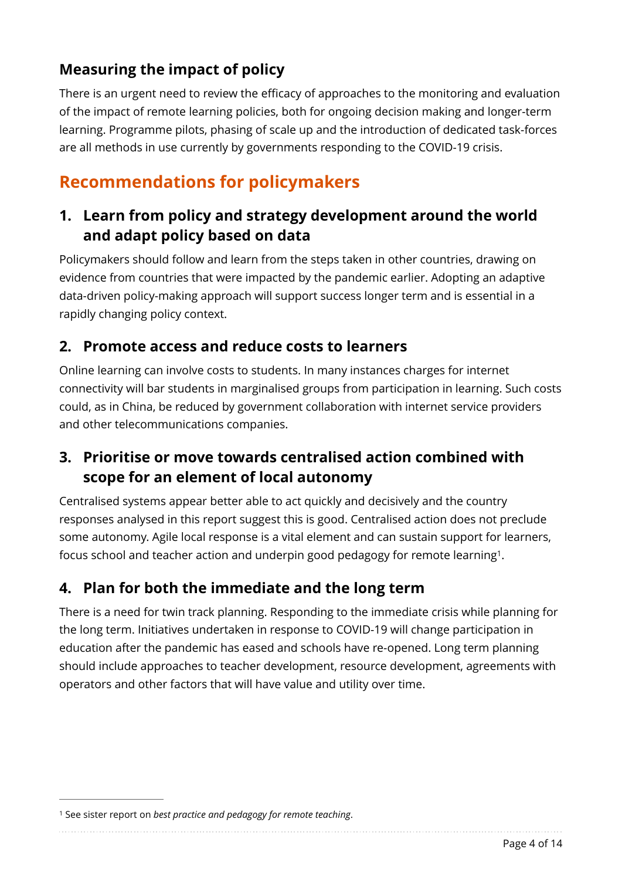## Measuring the impact of policy

There is an urgent need to review the efficacy of approaches to the monitoring and evaluation of the impact of remote learning policies, both for ongoing decision making and longer-term learning. Programme pilots, phasing of scale up and the introduction of dedicated task-forces are all methods in use currently by governments responding to the COVID-19 crisis.

# Recommendations for policymakers

### 1. Learn from policy and strategy development around the world and adapt policy based on data

Policymakers should follow and learn from the steps taken in other countries, drawing on evidence from countries that were impacted by the pandemic earlier. Adopting an adaptive data-driven policy-making approach will support success longer term and is essential in a rapidly changing policy context.

### 2. Promote access and reduce costs to learners

Online learning can involve costs to students. In many instances charges for internet connectivity will bar students in marginalised groups from participation in learning. Such costs could, as in China, be reduced by government collaboration with internet service providers and other telecommunications companies.

### 3. Prioritise or move towards centralised action combined with scope for an element of local autonomy

Centralised systems appear better able to act quickly and decisively and the country responses analysed in this report suggest this is good. Centralised action does not preclude some autonomy. Agile local response is a vital element and can sustain support for learners, focus school and teacher action and underpin good pedagogy for remote learning[1].

### 4. Plan for both the immediate and the long term

There is a need for twin track planning. Responding to the immediate crisis while planning for the long term. Initiatives undertaken in response to COVID-19 will change participation in education after the pandemic has eased and schools have re-opened. Long term planning should include approaches to teacher development, resource development, agreements with operators and other factors that will have value and utility over time.

---

[1] See sister report on *best practice and pedagogy for remote teaching*.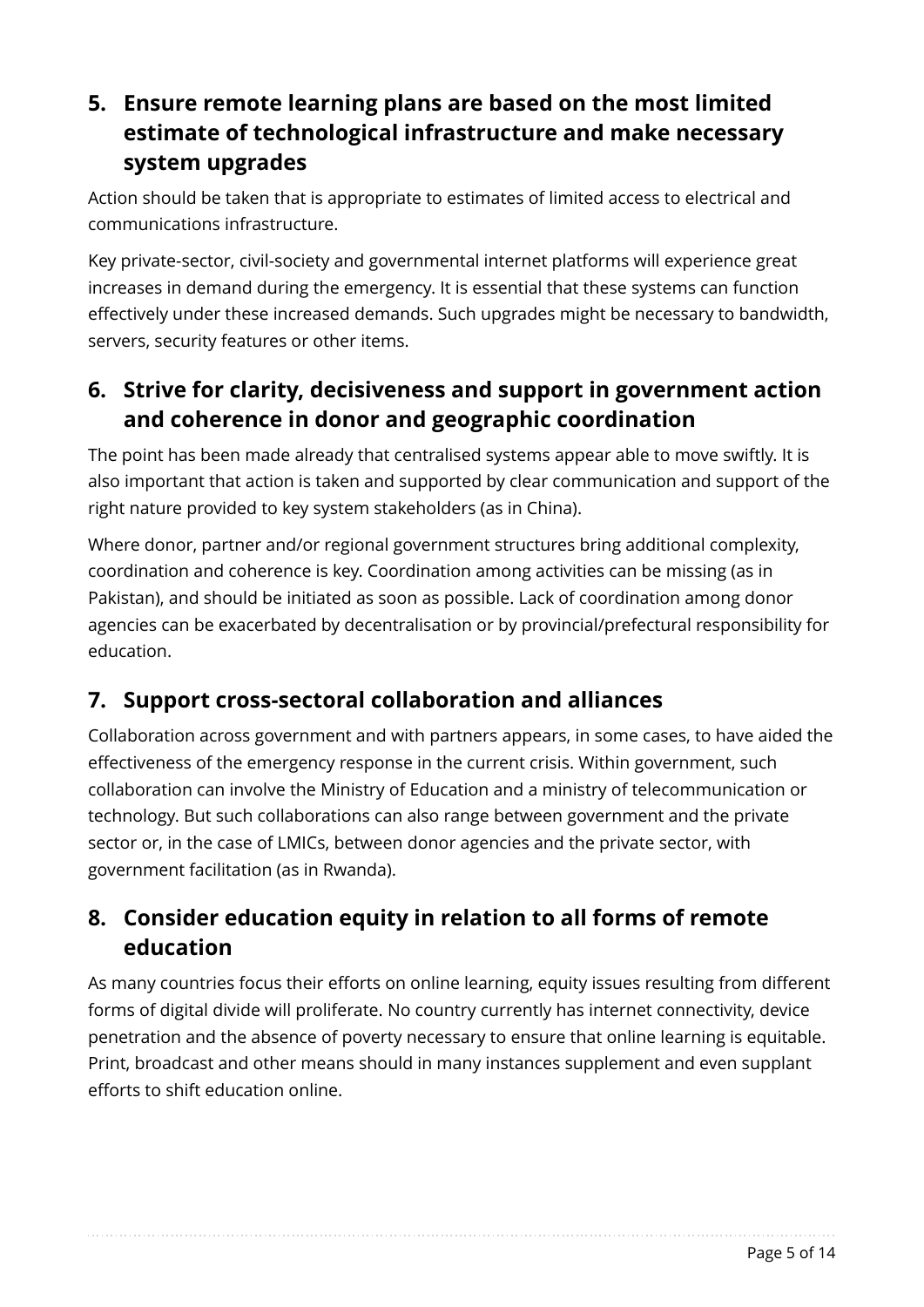## 5. Ensure remote learning plans are based on the most limited estimate of technological infrastructure and make necessary system upgrades

Action should be taken that is appropriate to estimates of limited access to electrical and communications infrastructure.

Key private-sector, civil-society and governmental internet platforms will experience great increases in demand during the emergency. It is essential that these systems can function effectively under these increased demands. Such upgrades might be necessary to bandwidth, servers, security features or other items.

## 6. Strive for clarity, decisiveness and support in government action and coherence in donor and geographic coordination

The point has been made already that centralised systems appear able to move swiftly. It is also important that action is taken and supported by clear communication and support of the right nature provided to key system stakeholders (as in China).

Where donor, partner and/or regional government structures bring additional complexity, coordination and coherence is key. Coordination among activities can be missing (as in Pakistan), and should be initiated as soon as possible. Lack of coordination among donor agencies can be exacerbated by decentralisation or by provincial/prefectural responsibility for education.

## 7. Support cross-sectoral collaboration and alliances

Collaboration across government and with partners appears, in some cases, to have aided the effectiveness of the emergency response in the current crisis. Within government, such collaboration can involve the Ministry of Education and a ministry of telecommunication or technology. But such collaborations can also range between government and the private sector or, in the case of LMICs, between donor agencies and the private sector, with government facilitation (as in Rwanda).

## 8. Consider education equity in relation to all forms of remote education

As many countries focus their efforts on online learning, equity issues resulting from different forms of digital divide will proliferate. No country currently has internet connectivity, device penetration and the absence of poverty necessary to ensure that online learning is equitable. Print, broadcast and other means should in many instances supplement and even supplant efforts to shift education online.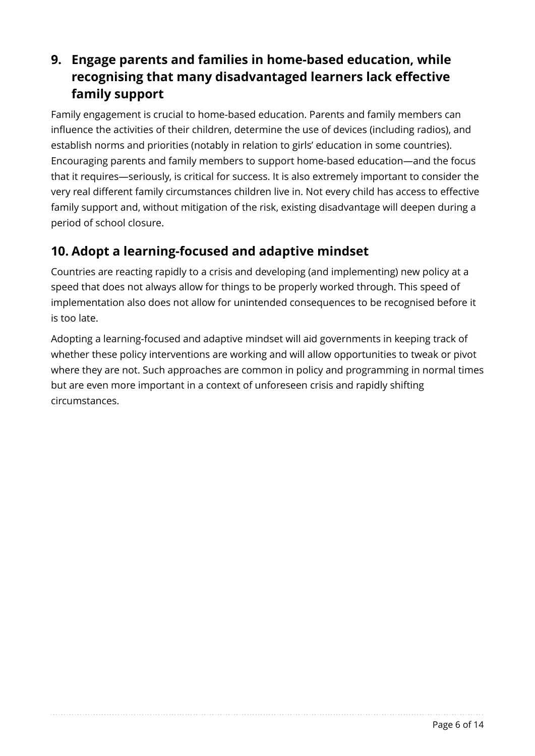## 9. Engage parents and families in home-based education, while recognising that many disadvantaged learners lack effective family support

Family engagement is crucial to home-based education. Parents and family members can influence the activities of their children, determine the use of devices (including radios), and establish norms and priorities (notably in relation to girls' education in some countries). Encouraging parents and family members to support home-based education—and the focus that it requires—seriously, is critical for success. It is also extremely important to consider the very real different family circumstances children live in. Not every child has access to effective family support and, without mitigation of the risk, existing disadvantage will deepen during a period of school closure.

## 10. Adopt a learning-focused and adaptive mindset

Countries are reacting rapidly to a crisis and developing (and implementing) new policy at a speed that does not always allow for things to be properly worked through. This speed of implementation also does not allow for unintended consequences to be recognised before it is too late.

Adopting a learning-focused and adaptive mindset will aid governments in keeping track of whether these policy interventions are working and will allow opportunities to tweak or pivot where they are not. Such approaches are common in policy and programming in normal times but are even more important in a context of unforeseen crisis and rapidly shifting circumstances.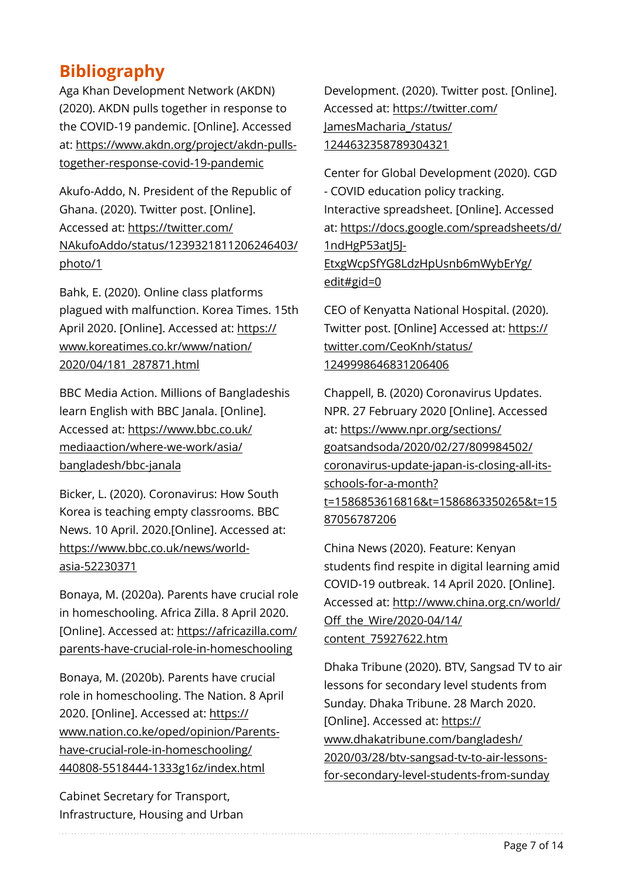## Bibliography

Aga Khan Development Network (AKDN) (2020). AKDN pulls together in response to the COVID-19 pandemic. [Online]. Accessed at: https://www.akdn.org/project/akdn-pulls-together-response-covid-19-pandemic

Akufo-Addo, N. President of the Republic of Ghana. (2020). Twitter post. [Online]. Accessed at: https://twitter.com/NAkufoAddo/status/1239321811206246403/photo/1

Bahk, E. (2020). Online class platforms plagued with malfunction. Korea Times. 15th April 2020. [Online]. Accessed at: https://www.koreatimes.co.kr/www/nation/2020/04/181_287871.html

BBC Media Action. Millions of Bangladeshis learn English with BBC Janala. [Online]. Accessed at: https://www.bbc.co.uk/mediaaction/where-we-work/asia/bangladesh/bbc-janala

Bicker, L. (2020). Coronavirus: How South Korea is teaching empty classrooms. BBC News. 10 April. 2020.[Online]. Accessed at: https://www.bbc.co.uk/news/world-asia-52230371

Bonaya, M. (2020a). Parents have crucial role in homeschooling. Africa Zilla. 8 April 2020. [Online]. Accessed at: https://africazilla.com/parents-have-crucial-role-in-homeschooling

Bonaya, M. (2020b). Parents have crucial role in homeschooling. The Nation. 8 April 2020. [Online]. Accessed at: https://www.nation.co.ke/oped/opinion/Parents-have-crucial-role-in-homeschooling/440808-5518444-1333g16z/index.html

Cabinet Secretary for Transport, Infrastructure, Housing and Urban Development. (2020). Twitter post. [Online]. Accessed at: https://twitter.com/JamesMacharia_/status/1244632358789304321

Center for Global Development (2020). CGD - COVID education policy tracking. Interactive spreadsheet. [Online]. Accessed at: https://docs.google.com/spreadsheets/d/1ndHgP53atJ5J-EtxgWcpSfYG8LdzHpUsnb6mWybErYg/edit#gid=0

CEO of Kenyatta National Hospital. (2020). Twitter post. [Online] Accessed at: https://twitter.com/CeoKnh/status/1249998646831206406

Chappell, B. (2020) Coronavirus Updates. NPR. 27 February 2020 [Online]. Accessed at: https://www.npr.org/sections/goatsandsoda/2020/02/27/809984502/coronavirus-update-japan-is-closing-all-its-schools-for-a-month?t=1586853616816&t=1586863350265&t=1587056787206

China News (2020). Feature: Kenyan students find respite in digital learning amid COVID-19 outbreak. 14 April 2020. [Online]. Accessed at: http://www.china.org.cn/world/Off_the_Wire/2020-04/14/content_75927622.htm

Dhaka Tribune (2020). BTV, Sangsad TV to air lessons for secondary level students from Sunday. Dhaka Tribune. 28 March 2020. [Online]. Accessed at: https://www.dhakatribune.com/bangladesh/2020/03/28/btv-sangsad-tv-to-air-lessons-for-secondary-level-students-from-sunday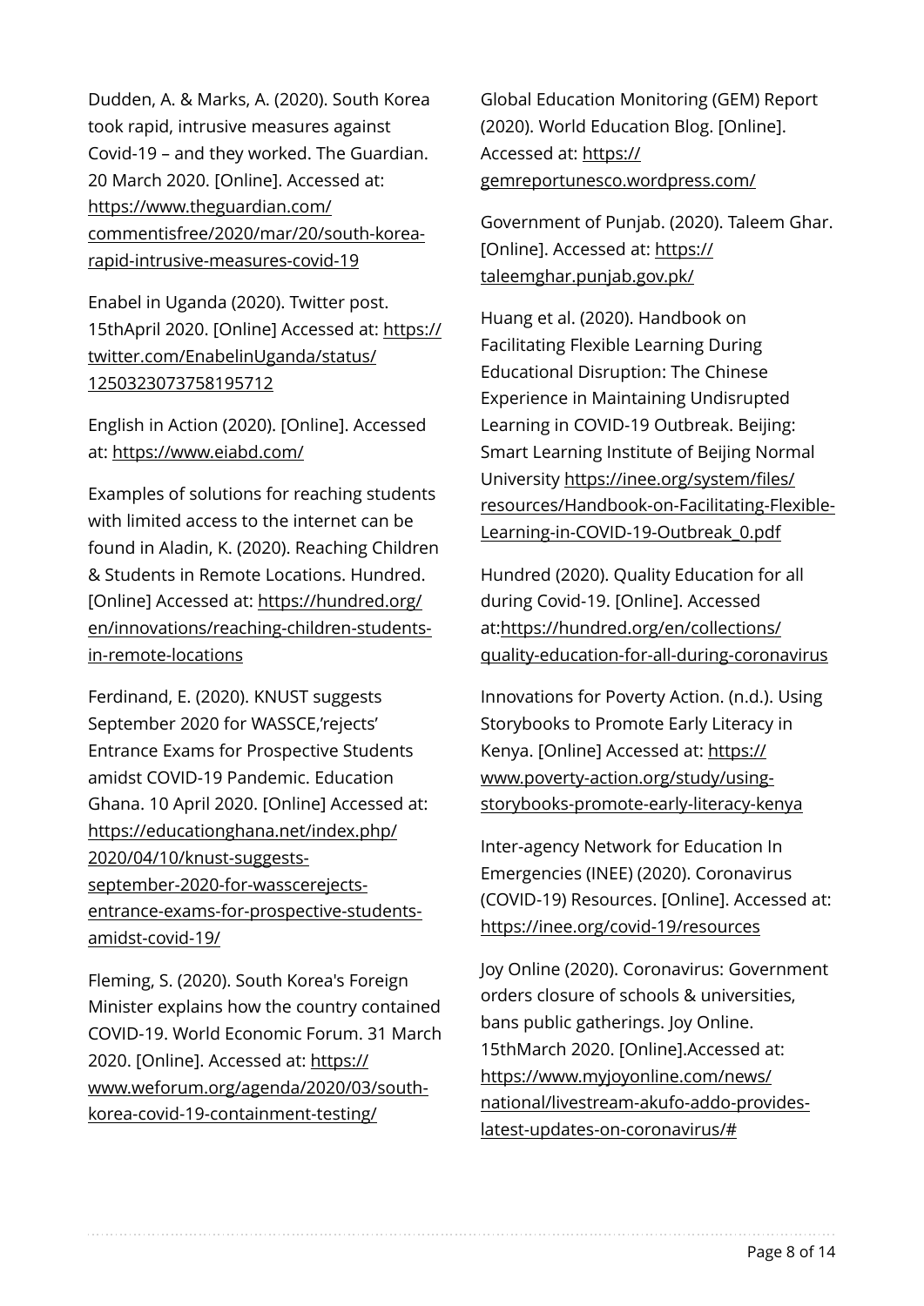Dudden, A. & Marks, A. (2020). South Korea took rapid, intrusive measures against Covid-19 – and they worked. The Guardian. 20 March 2020. [Online]. Accessed at: https://www.theguardian.com/commentisfree/2020/mar/20/south-korea-rapid-intrusive-measures-covid-19

Enabel in Uganda (2020). Twitter post. 15thApril 2020. [Online] Accessed at: https://twitter.com/EnabelinUganda/status/1250323073758195712

English in Action (2020). [Online]. Accessed at: https://www.eiabd.com/

Examples of solutions for reaching students with limited access to the internet can be found in Aladin, K. (2020). Reaching Children & Students in Remote Locations. Hundred. [Online] Accessed at: https://hundred.org/en/innovations/reaching-children-students-in-remote-locations

Ferdinand, E. (2020). KNUST suggests September 2020 for WASSCE,'rejects' Entrance Exams for Prospective Students amidst COVID-19 Pandemic. Education Ghana. 10 April 2020. [Online] Accessed at: https://educationghana.net/index.php/2020/04/10/knust-suggests-september-2020-for-wasscerejects-entrance-exams-for-prospective-students-amidst-covid-19/

Fleming, S. (2020). South Korea's Foreign Minister explains how the country contained COVID-19. World Economic Forum. 31 March 2020. [Online]. Accessed at: https://www.weforum.org/agenda/2020/03/south-korea-covid-19-containment-testing/

Global Education Monitoring (GEM) Report (2020). World Education Blog. [Online]. Accessed at: https://gemreportunesco.wordpress.com/

Government of Punjab. (2020). Taleem Ghar. [Online]. Accessed at: https://taleemghar.punjab.gov.pk/

Huang et al. (2020). Handbook on Facilitating Flexible Learning During Educational Disruption: The Chinese Experience in Maintaining Undisrupted Learning in COVID-19 Outbreak. Beijing: Smart Learning Institute of Beijing Normal University https://inee.org/system/files/resources/Handbook-on-Facilitating-Flexible-Learning-in-COVID-19-Outbreak_0.pdf

Hundred (2020). Quality Education for all during Covid-19. [Online]. Accessed at:https://hundred.org/en/collections/quality-education-for-all-during-coronavirus

Innovations for Poverty Action. (n.d.). Using Storybooks to Promote Early Literacy in Kenya. [Online] Accessed at: https://www.poverty-action.org/study/using-storybooks-promote-early-literacy-kenya

Inter-agency Network for Education In Emergencies (INEE) (2020). Coronavirus (COVID-19) Resources. [Online]. Accessed at: https://inee.org/covid-19/resources

Joy Online (2020). Coronavirus: Government orders closure of schools & universities, bans public gatherings. Joy Online. 15thMarch 2020. [Online].Accessed at: https://www.myjoyonline.com/news/national/livestream-akufo-addo-provides-latest-updates-on-coronavirus/#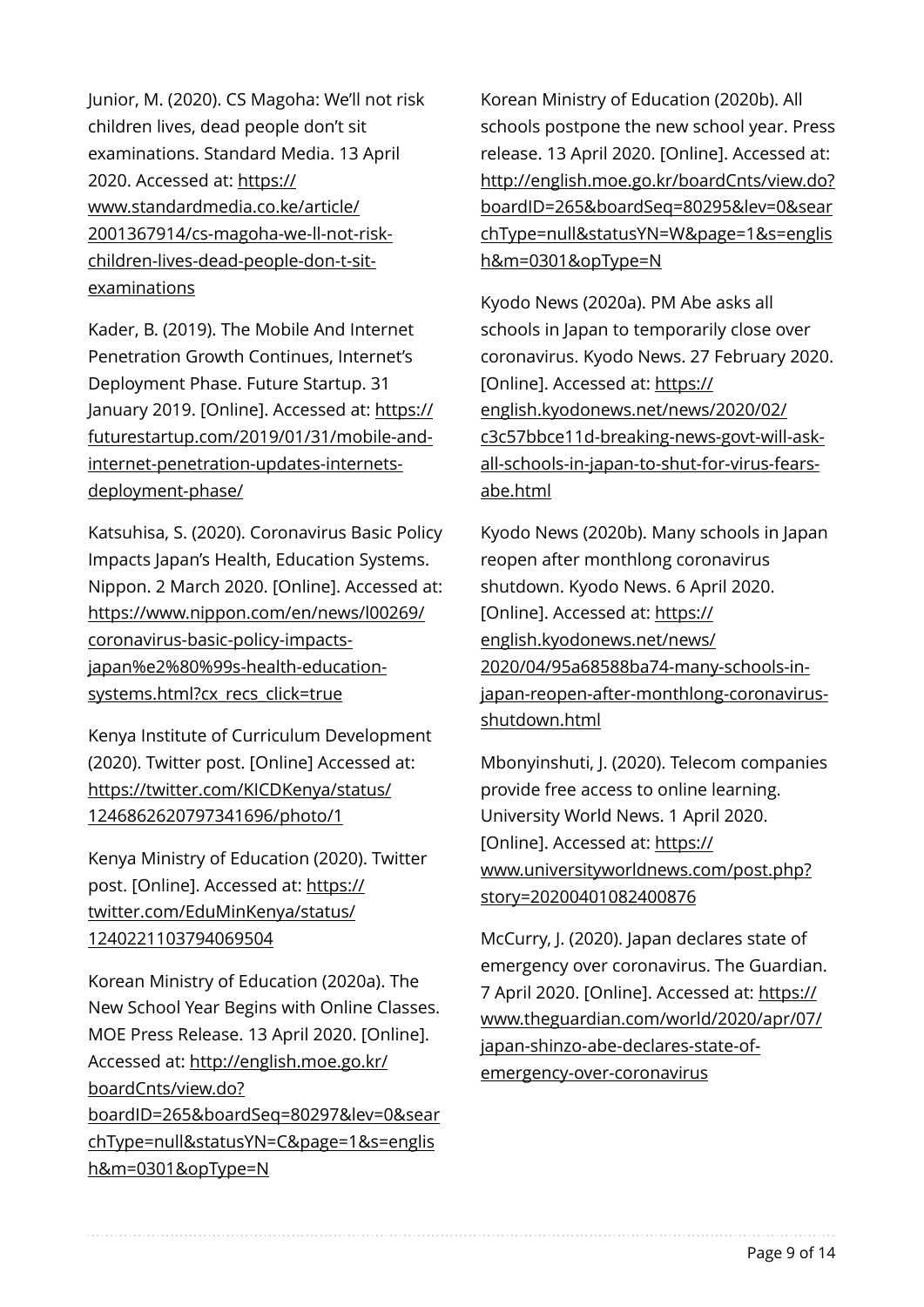Junior, M. (2020). CS Magoha: We'll not risk children lives, dead people don't sit examinations. Standard Media. 13 April 2020. Accessed at: https://www.standardmedia.co.ke/article/2001367914/cs-magoha-we-ll-not-risk-children-lives-dead-people-don-t-sit-examinations

Kader, B. (2019). The Mobile And Internet Penetration Growth Continues, Internet's Deployment Phase. Future Startup. 31 January 2019. [Online]. Accessed at: https://futurestartup.com/2019/01/31/mobile-and-internet-penetration-updates-internets-deployment-phase/

Katsuhisa, S. (2020). Coronavirus Basic Policy Impacts Japan's Health, Education Systems. Nippon. 2 March 2020. [Online]. Accessed at: https://www.nippon.com/en/news/l00269/coronavirus-basic-policy-impacts-japan%e2%80%99s-health-education-systems.html?cx_recs_click=true

Kenya Institute of Curriculum Development (2020). Twitter post. [Online] Accessed at: https://twitter.com/KICDKenya/status/1246862620797341696/photo/1

Kenya Ministry of Education (2020). Twitter post. [Online]. Accessed at: https://twitter.com/EduMinKenya/status/1240221103794069504

Korean Ministry of Education (2020a). The New School Year Begins with Online Classes. MOE Press Release. 13 April 2020. [Online]. Accessed at: http://english.moe.go.kr/boardCnts/view.do?boardID=265&boardSeq=80297&lev=0&searchType=null&statusYN=C&page=1&s=english&m=0301&opType=N

Korean Ministry of Education (2020b). All schools postpone the new school year. Press release. 13 April 2020. [Online]. Accessed at: http://english.moe.go.kr/boardCnts/view.do?boardID=265&boardSeq=80295&lev=0&searchType=null&statusYN=W&page=1&s=english&m=0301&opType=N

Kyodo News (2020a). PM Abe asks all schools in Japan to temporarily close over coronavirus. Kyodo News. 27 February 2020. [Online]. Accessed at: https://english.kyodonews.net/news/2020/02/c3c57bbce11d-breaking-news-govt-will-ask-all-schools-in-japan-to-shut-for-virus-fears-abe.html

Kyodo News (2020b). Many schools in Japan reopen after monthlong coronavirus shutdown. Kyodo News. 6 April 2020. [Online]. Accessed at: https://english.kyodonews.net/news/2020/04/95a68588ba74-many-schools-in-japan-reopen-after-monthlong-coronavirus-shutdown.html

Mbonyinshuti, J. (2020). Telecom companies provide free access to online learning. University World News. 1 April 2020. [Online]. Accessed at: https://www.universityworldnews.com/post.php?story=20200401082400876

McCurry, J. (2020). Japan declares state of emergency over coronavirus. The Guardian. 7 April 2020. [Online]. Accessed at: https://www.theguardian.com/world/2020/apr/07/japan-shinzo-abe-declares-state-of-emergency-over-coronavirus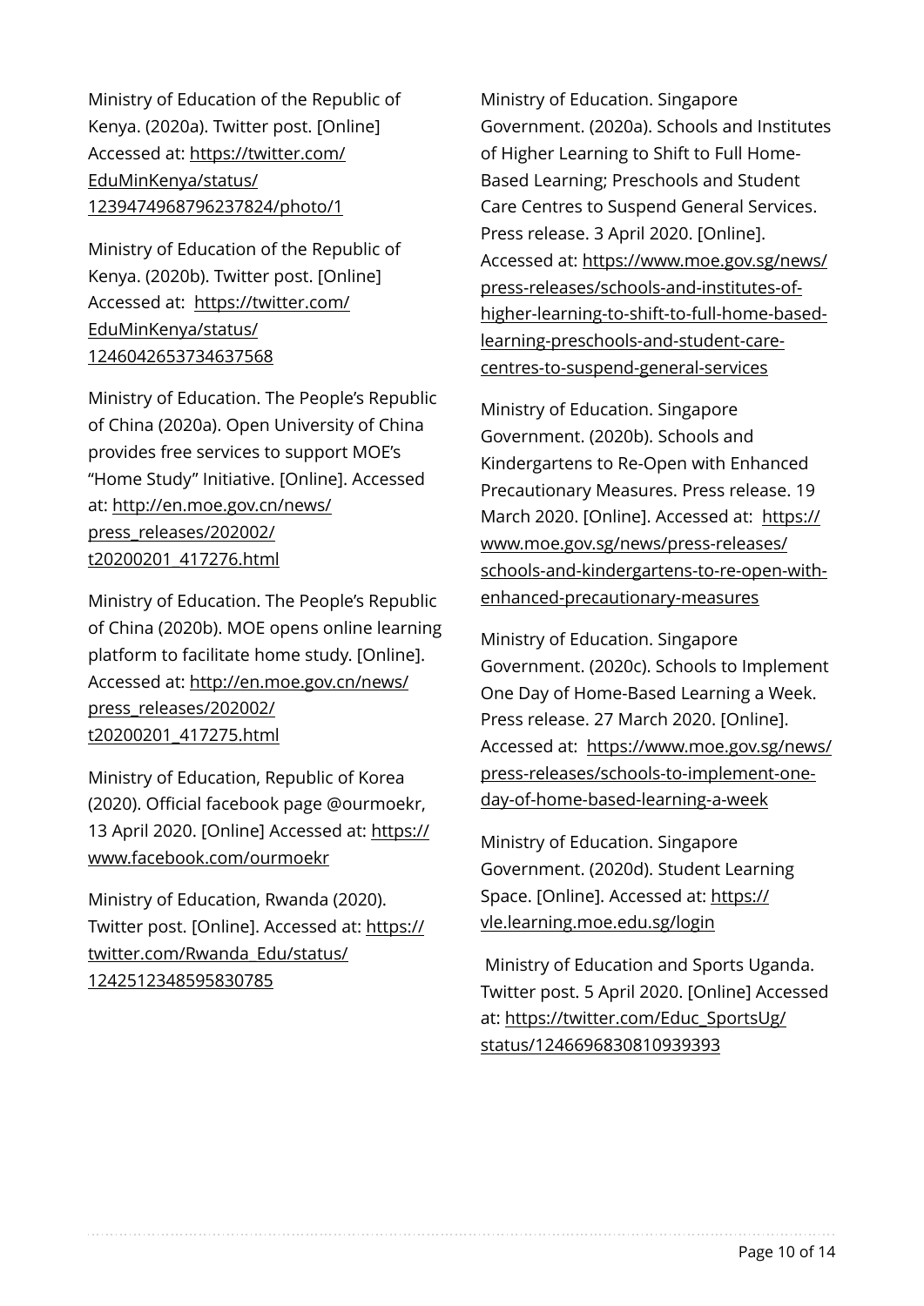Ministry of Education of the Republic of Kenya. (2020a). Twitter post. [Online] Accessed at: https://twitter.com/EduMinKenya/status/1239474968796237824/photo/1

Ministry of Education of the Republic of Kenya. (2020b). Twitter post. [Online] Accessed at: https://twitter.com/EduMinKenya/status/1246042653734637568

Ministry of Education. The People's Republic of China (2020a). Open University of China provides free services to support MOE's "Home Study" Initiative. [Online]. Accessed at: http://en.moe.gov.cn/news/press_releases/202002/t20200201_417276.html

Ministry of Education. The People's Republic of China (2020b). MOE opens online learning platform to facilitate home study. [Online]. Accessed at: http://en.moe.gov.cn/news/press_releases/202002/t20200201_417275.html

Ministry of Education, Republic of Korea (2020). Official facebook page @ourmoekr, 13 April 2020. [Online] Accessed at: https://www.facebook.com/ourmoekr

Ministry of Education, Rwanda (2020). Twitter post. [Online]. Accessed at: https://twitter.com/Rwanda_Edu/status/1242512348595830785

Ministry of Education. Singapore Government. (2020a). Schools and Institutes of Higher Learning to Shift to Full Home-Based Learning; Preschools and Student Care Centres to Suspend General Services. Press release. 3 April 2020. [Online]. Accessed at: https://www.moe.gov.sg/news/press-releases/schools-and-institutes-of-higher-learning-to-shift-to-full-home-based-learning-preschools-and-student-care-centres-to-suspend-general-services

Ministry of Education. Singapore Government. (2020b). Schools and Kindergartens to Re-Open with Enhanced Precautionary Measures. Press release. 19 March 2020. [Online]. Accessed at: https://www.moe.gov.sg/news/press-releases/schools-and-kindergartens-to-re-open-with-enhanced-precautionary-measures

Ministry of Education. Singapore Government. (2020c). Schools to Implement One Day of Home-Based Learning a Week. Press release. 27 March 2020. [Online]. Accessed at: https://www.moe.gov.sg/news/press-releases/schools-to-implement-one-day-of-home-based-learning-a-week

Ministry of Education. Singapore Government. (2020d). Student Learning Space. [Online]. Accessed at: https://vle.learning.moe.edu.sg/login

Ministry of Education and Sports Uganda. Twitter post. 5 April 2020. [Online] Accessed at: https://twitter.com/Educ_SportsUg/status/1246696830810939393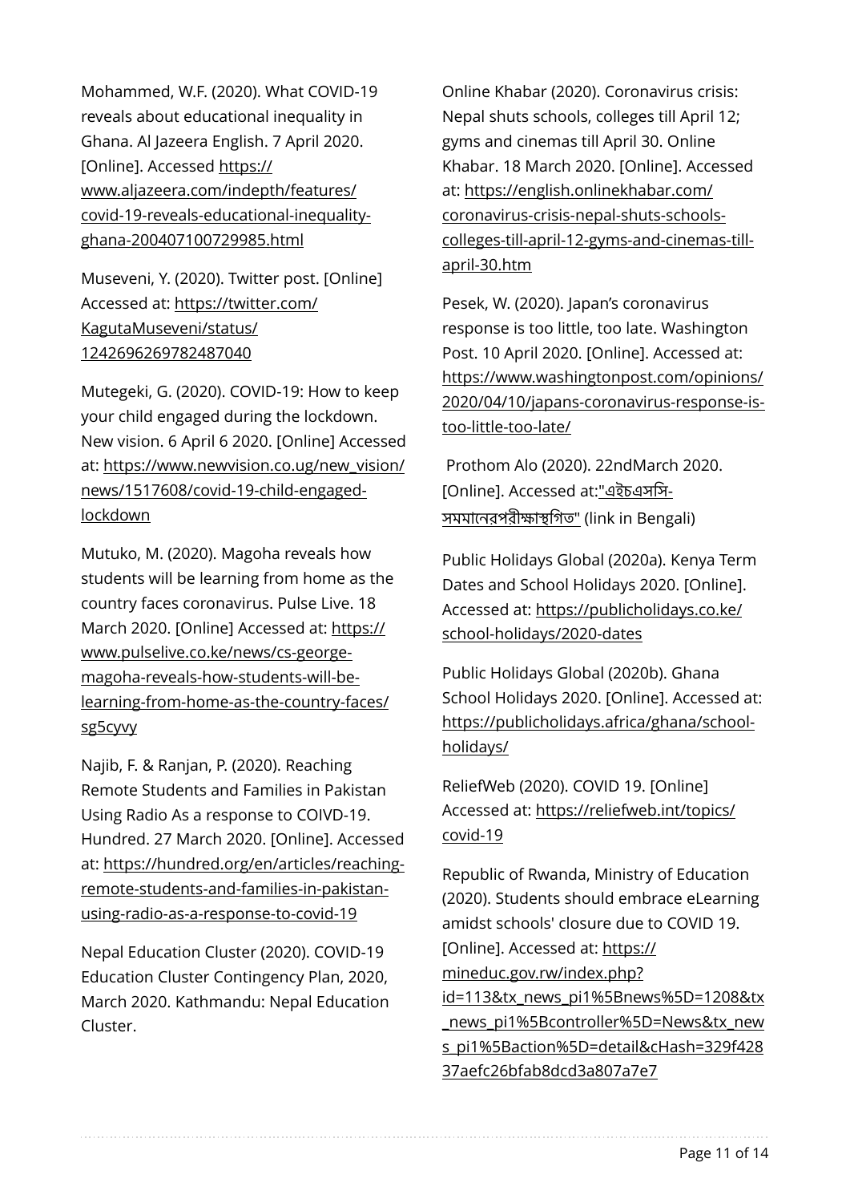Mohammed, W.F. (2020). What COVID-19 reveals about educational inequality in Ghana. Al Jazeera English. 7 April 2020. [Online]. Accessed https://www.aljazeera.com/indepth/features/covid-19-reveals-educational-inequality-ghana-200407100729985.html

Museveni, Y. (2020). Twitter post. [Online] Accessed at: https://twitter.com/KagutaMuseveni/status/1242696269782487040

Mutegeki, G. (2020). COVID-19: How to keep your child engaged during the lockdown. New vision. 6 April 6 2020. [Online] Accessed at: https://www.newvision.co.ug/new_vision/news/1517608/covid-19-child-engaged-lockdown

Mutuko, M. (2020). Magoha reveals how students will be learning from home as the country faces coronavirus. Pulse Live. 18 March 2020. [Online] Accessed at: https://www.pulselive.co.ke/news/cs-george-magoha-reveals-how-students-will-be-learning-from-home-as-the-country-faces/sg5cyvy

Najib, F. & Ranjan, P. (2020). Reaching Remote Students and Families in Pakistan Using Radio As a response to COIVD-19. Hundred. 27 March 2020. [Online]. Accessed at: https://hundred.org/en/articles/reaching-remote-students-and-families-in-pakistan-using-radio-as-a-response-to-covid-19

Nepal Education Cluster (2020). COVID-19 Education Cluster Contingency Plan, 2020, March 2020. Kathmandu: Nepal Education Cluster.

Online Khabar (2020). Coronavirus crisis: Nepal shuts schools, colleges till April 12; gyms and cinemas till April 30. Online Khabar. 18 March 2020. [Online]. Accessed at: https://english.onlinekhabar.com/coronavirus-crisis-nepal-shuts-schools-colleges-till-april-12-gyms-and-cinemas-till-april-30.htm

Pesek, W. (2020). Japan's coronavirus response is too little, too late. Washington Post. 10 April 2020. [Online]. Accessed at: https://www.washingtonpost.com/opinions/2020/04/10/japans-coronavirus-response-is-too-little-too-late/

Prothom Alo (2020). 22ndMarch 2020. [Online]. Accessed at:"এইচএসসি-সমমানেরপরীক্ষাস্থগিত" (link in Bengali)

Public Holidays Global (2020a). Kenya Term Dates and School Holidays 2020. [Online]. Accessed at: https://publicholidays.co.ke/school-holidays/2020-dates

Public Holidays Global (2020b). Ghana School Holidays 2020. [Online]. Accessed at: https://publicholidays.africa/ghana/school-holidays/

ReliefWeb (2020). COVID 19. [Online] Accessed at: https://reliefweb.int/topics/covid-19

Republic of Rwanda, Ministry of Education (2020). Students should embrace eLearning amidst schools' closure due to COVID 19. [Online]. Accessed at: https://mineduc.gov.rw/index.php?id=113&tx_news_pi1%5Bnews%5D=1208&tx_news_pi1%5Bcontroller%5D=News&tx_news_pi1%5Baction%5D=detail&cHash=329f42837aefc26bfab8dcd3a807a7e7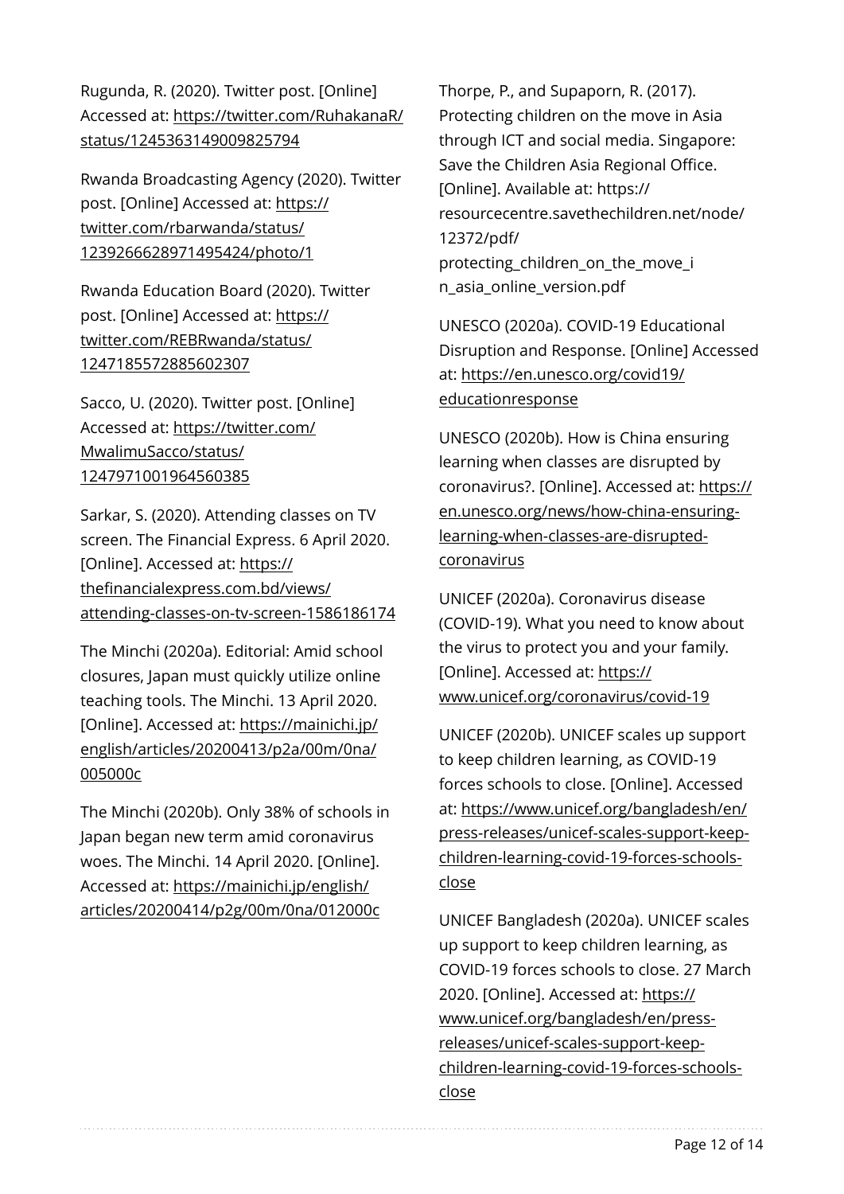Rugunda, R. (2020). Twitter post. [Online] Accessed at: https://twitter.com/RuhakanaR/status/1245363149009825794

Rwanda Broadcasting Agency (2020). Twitter post. [Online] Accessed at: https://twitter.com/rbarwanda/status/1239266628971495424/photo/1

Rwanda Education Board (2020). Twitter post. [Online] Accessed at: https://twitter.com/REBRwanda/status/1247185572885602307

Sacco, U. (2020). Twitter post. [Online] Accessed at: https://twitter.com/MwalimuSacco/status/1247971001964560385

Sarkar, S. (2020). Attending classes on TV screen. The Financial Express. 6 April 2020. [Online]. Accessed at: https://thefinancialexpress.com.bd/views/attending-classes-on-tv-screen-1586186174

The Minchi (2020a). Editorial: Amid school closures, Japan must quickly utilize online teaching tools. The Minchi. 13 April 2020. [Online]. Accessed at: https://mainichi.jp/english/articles/20200413/p2a/00m/0na/005000c

The Minchi (2020b). Only 38% of schools in Japan began new term amid coronavirus woes. The Minchi. 14 April 2020. [Online]. Accessed at: https://mainichi.jp/english/articles/20200414/p2g/00m/0na/012000c

Thorpe, P., and Supaporn, R. (2017). Protecting children on the move in Asia through ICT and social media. Singapore: Save the Children Asia Regional Office. [Online]. Available at: https://resourcecentre.savethechildren.net/node/12372/pdf/protecting_children_on_the_move_in_asia_online_version.pdf

UNESCO (2020a). COVID-19 Educational Disruption and Response. [Online] Accessed at: https://en.unesco.org/covid19/educationresponse

UNESCO (2020b). How is China ensuring learning when classes are disrupted by coronavirus?. [Online]. Accessed at: https://en.unesco.org/news/how-china-ensuring-learning-when-classes-are-disrupted-coronavirus

UNICEF (2020a). Coronavirus disease (COVID-19). What you need to know about the virus to protect you and your family. [Online]. Accessed at: https://www.unicef.org/coronavirus/covid-19

UNICEF (2020b). UNICEF scales up support to keep children learning, as COVID-19 forces schools to close. [Online]. Accessed at: https://www.unicef.org/bangladesh/en/press-releases/unicef-scales-support-keep-children-learning-covid-19-forces-schools-close

UNICEF Bangladesh (2020a). UNICEF scales up support to keep children learning, as COVID-19 forces schools to close. 27 March 2020. [Online]. Accessed at: https://www.unicef.org/bangladesh/en/press-releases/unicef-scales-support-keep-children-learning-covid-19-forces-schools-close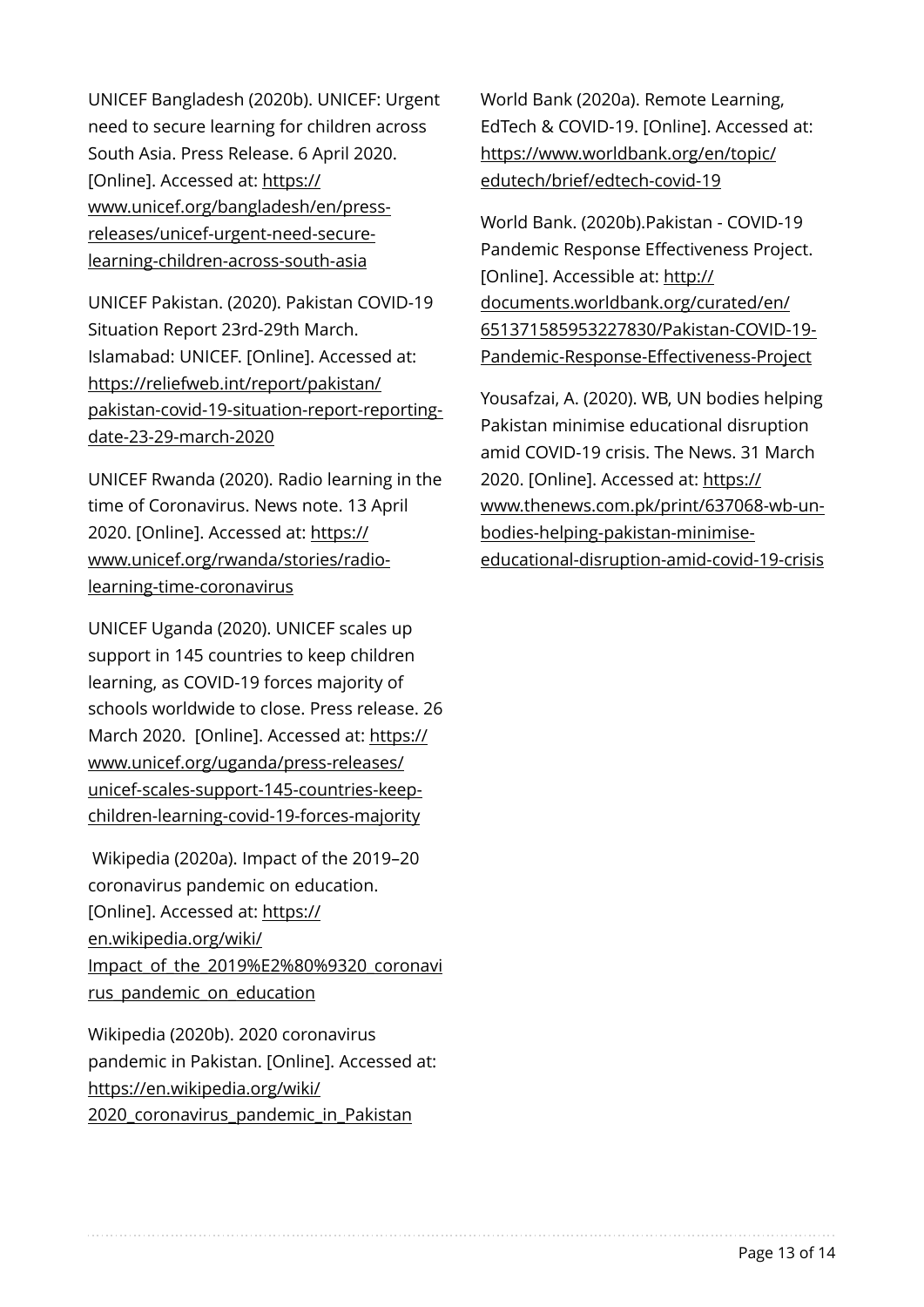UNICEF Bangladesh (2020b). UNICEF: Urgent need to secure learning for children across South Asia. Press Release. 6 April 2020. [Online]. Accessed at: https://www.unicef.org/bangladesh/en/press-releases/unicef-urgent-need-secure-learning-children-across-south-asia

UNICEF Pakistan. (2020). Pakistan COVID-19 Situation Report 23rd-29th March. Islamabad: UNICEF. [Online]. Accessed at: https://reliefweb.int/report/pakistan/pakistan-covid-19-situation-report-reporting-date-23-29-march-2020

UNICEF Rwanda (2020). Radio learning in the time of Coronavirus. News note. 13 April 2020. [Online]. Accessed at: https://www.unicef.org/rwanda/stories/radio-learning-time-coronavirus

UNICEF Uganda (2020). UNICEF scales up support in 145 countries to keep children learning, as COVID-19 forces majority of schools worldwide to close. Press release. 26 March 2020. [Online]. Accessed at: https://www.unicef.org/uganda/press-releases/unicef-scales-support-145-countries-keep-children-learning-covid-19-forces-majority

Wikipedia (2020a). Impact of the 2019–20 coronavirus pandemic on education. [Online]. Accessed at: https://en.wikipedia.org/wiki/Impact_of_the_2019%E2%80%9320_coronavirus_pandemic_on_education

Wikipedia (2020b). 2020 coronavirus pandemic in Pakistan. [Online]. Accessed at: https://en.wikipedia.org/wiki/2020_coronavirus_pandemic_in_Pakistan

World Bank (2020a). Remote Learning, EdTech & COVID-19. [Online]. Accessed at: https://www.worldbank.org/en/topic/edutech/brief/edtech-covid-19

World Bank. (2020b).Pakistan - COVID-19 Pandemic Response Effectiveness Project. [Online]. Accessible at: http://documents.worldbank.org/curated/en/651371585953227830/Pakistan-COVID-19-Pandemic-Response-Effectiveness-Project

Yousafzai, A. (2020). WB, UN bodies helping Pakistan minimise educational disruption amid COVID-19 crisis. The News. 31 March 2020. [Online]. Accessed at: https://www.thenews.com.pk/print/637068-wb-un-bodies-helping-pakistan-minimise-educational-disruption-amid-covid-19-crisis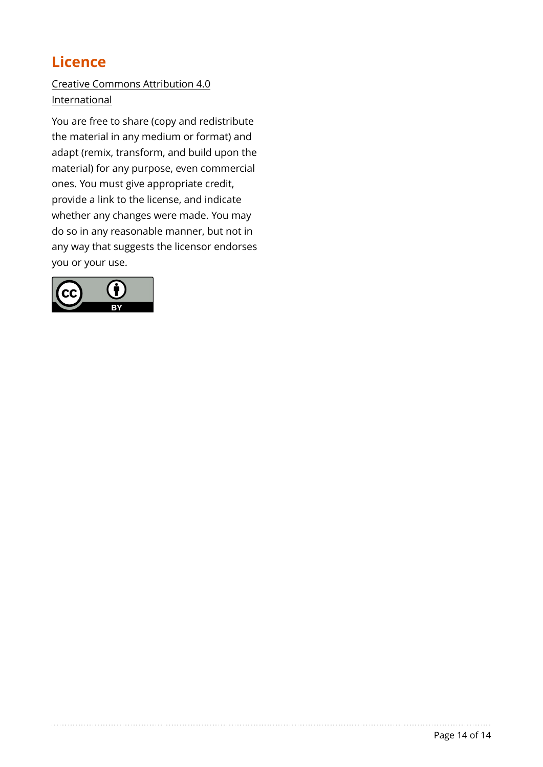## Licence

Creative Commons Attribution 4.0 International

You are free to share (copy and redistribute the material in any medium or format) and adapt (remix, transform, and build upon the material) for any purpose, even commercial ones. You must give appropriate credit, provide a link to the license, and indicate whether any changes were made. You may do so in any reasonable manner, but not in any way that suggests the licensor endorses you or your use.